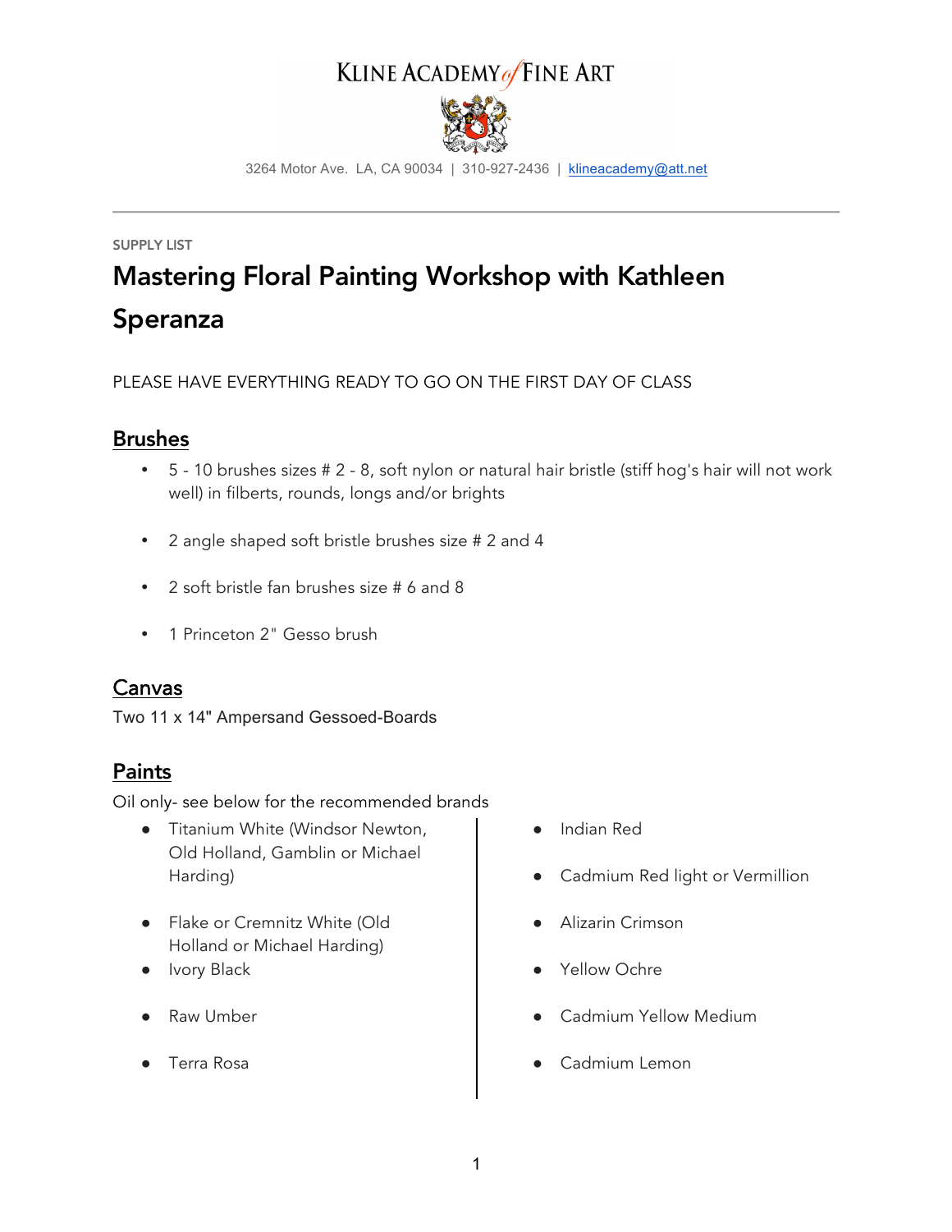KLINE ACADEMY of FINE ART

3264 Motor Ave. LA, CA 90034 | 310-927-2436 | klineacademy@att.net

---

SUPPLY LIST

# Mastering Floral Painting Workshop with Kathleen Speranza

PLEASE HAVE EVERYTHING READY TO GO ON THE FIRST DAY OF CLASS

## Brushes

- 5 - 10 brushes sizes # 2 - 8, soft nylon or natural hair bristle (stiff hog's hair will not work well) in filberts, rounds, longs and/or brights
- 2 angle shaped soft bristle brushes size # 2 and 4
- 2 soft bristle fan brushes size # 6 and 8
- 1 Princeton 2" Gesso brush

## Canvas

Two 11 x 14" Ampersand Gessoed-Boards

## Paints

Oil only- see below for the recommended brands

- Titanium White (Windsor Newton, Old Holland, Gamblin or Michael Harding)
- Flake or Cremnitz White (Old Holland or Michael Harding)
- Ivory Black
- Raw Umber
- Terra Rosa
- Indian Red
- Cadmium Red light or Vermillion
- Alizarin Crimson
- Yellow Ochre
- Cadmium Yellow Medium
- Cadmium Lemon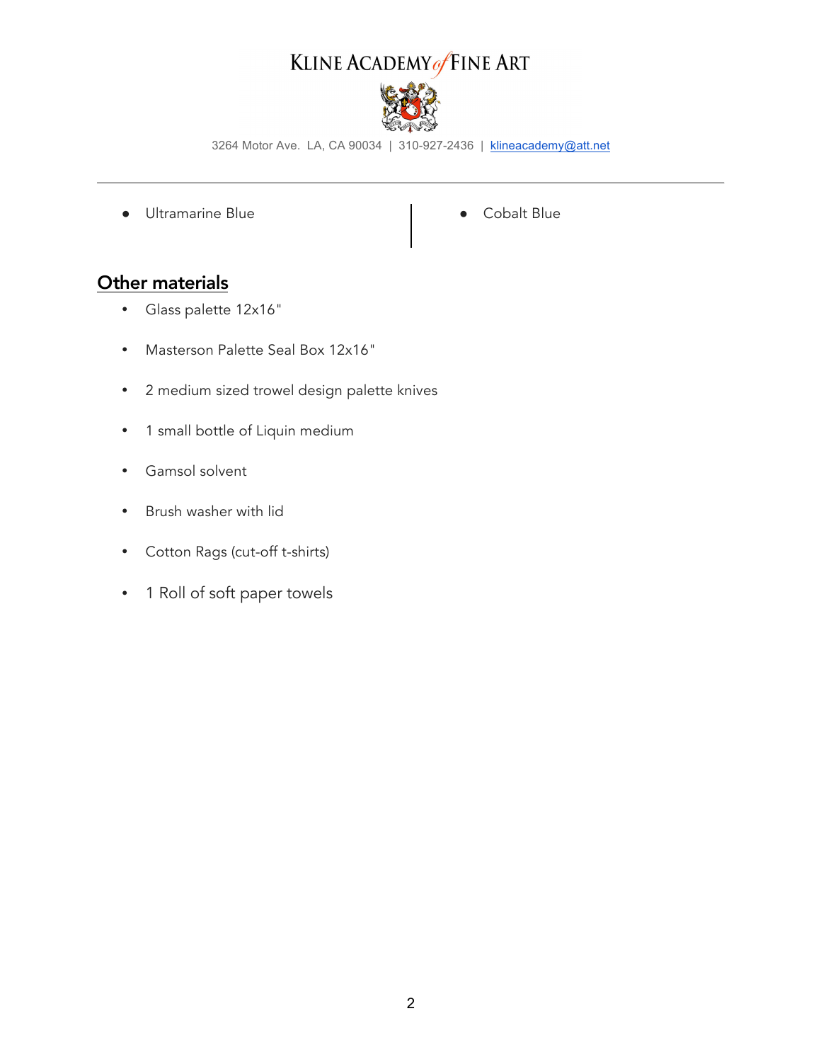- Ultramarine Blue
- Cobalt Blue

## Other materials

- Glass palette 12x16"
- Masterson Palette Seal Box 12x16"
- 2 medium sized trowel design palette knives
- 1 small bottle of Liquin medium
- Gamsol solvent
- Brush washer with lid
- Cotton Rags (cut-off t-shirts)
- 1 Roll of soft paper towels